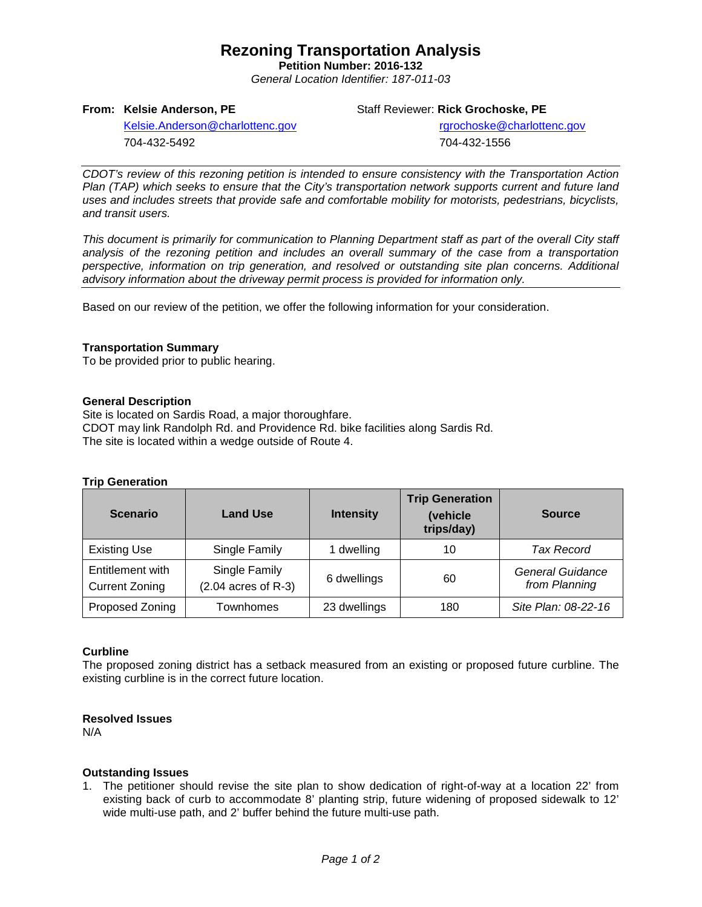# Rezoning Transportation Analysis

**Petition Number: 2016-132**

*General Location Identifier: 187-011-03*

**From: Kelsie Anderson, PE**
Kelsie.Anderson@charlottenc.gov
704-432-5492

Staff Reviewer: **Rick Grochoske, PE**
rgrochoske@charlottenc.gov
704-432-1556

*CDOT's review of this rezoning petition is intended to ensure consistency with the Transportation Action Plan (TAP) which seeks to ensure that the City's transportation network supports current and future land uses and includes streets that provide safe and comfortable mobility for motorists, pedestrians, bicyclists, and transit users.*

*This document is primarily for communication to Planning Department staff as part of the overall City staff analysis of the rezoning petition and includes an overall summary of the case from a transportation perspective, information on trip generation, and resolved or outstanding site plan concerns. Additional advisory information about the driveway permit process is provided for information only.*

Based on our review of the petition, we offer the following information for your consideration.

### Transportation Summary

To be provided prior to public hearing.

### General Description

Site is located on Sardis Road, a major thoroughfare.
CDOT may link Randolph Rd. and Providence Rd. bike facilities along Sardis Rd.
The site is located within a wedge outside of Route 4.

### Trip Generation

| Scenario | Land Use | Intensity | Trip Generation (vehicle trips/day) | Source |
|---|---|---|---|---|
| Existing Use | Single Family | 1 dwelling | 10 | *Tax Record* |
| Entitlement with Current Zoning | Single Family (2.04 acres of R-3) | 6 dwellings | 60 | *General Guidance from Planning* |
| Proposed Zoning | Townhomes | 23 dwellings | 180 | *Site Plan: 08-22-16* |

### Curbline

The proposed zoning district has a setback measured from an existing or proposed future curbline. The existing curbline is in the correct future location.

### Resolved Issues

N/A

### Outstanding Issues

1. The petitioner should revise the site plan to show dedication of right-of-way at a location 22' from existing back of curb to accommodate 8' planting strip, future widening of proposed sidewalk to 12' wide multi-use path, and 2' buffer behind the future multi-use path.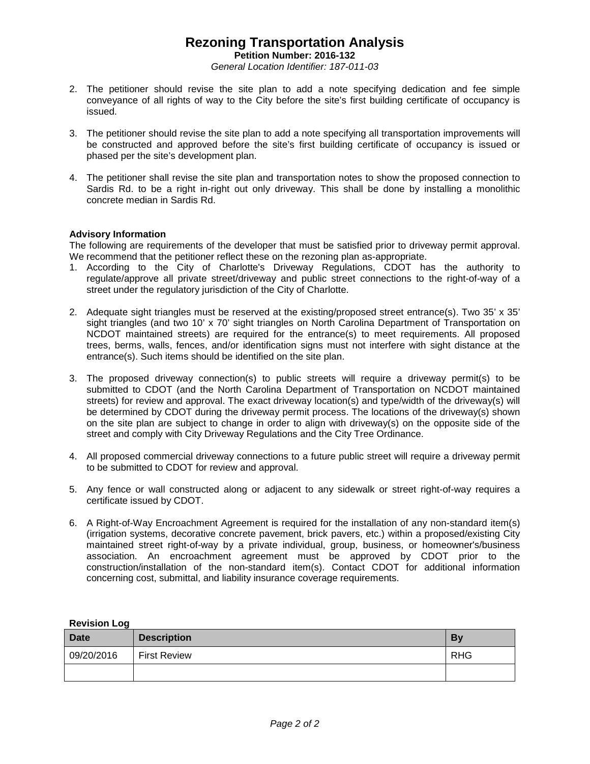# Rezoning Transportation Analysis

**Petition Number: 2016-132**

*General Location Identifier: 187-011-03*

2. The petitioner should revise the site plan to add a note specifying dedication and fee simple conveyance of all rights of way to the City before the site's first building certificate of occupancy is issued.

3. The petitioner should revise the site plan to add a note specifying all transportation improvements will be constructed and approved before the site's first building certificate of occupancy is issued or phased per the site's development plan.

4. The petitioner shall revise the site plan and transportation notes to show the proposed connection to Sardis Rd. to be a right in-right out only driveway. This shall be done by installing a monolithic concrete median in Sardis Rd.

**Advisory Information**

The following are requirements of the developer that must be satisfied prior to driveway permit approval. We recommend that the petitioner reflect these on the rezoning plan as-appropriate.

1. According to the City of Charlotte's Driveway Regulations, CDOT has the authority to regulate/approve all private street/driveway and public street connections to the right-of-way of a street under the regulatory jurisdiction of the City of Charlotte.

2. Adequate sight triangles must be reserved at the existing/proposed street entrance(s). Two 35' x 35' sight triangles (and two 10' x 70' sight triangles on North Carolina Department of Transportation on NCDOT maintained streets) are required for the entrance(s) to meet requirements. All proposed trees, berms, walls, fences, and/or identification signs must not interfere with sight distance at the entrance(s). Such items should be identified on the site plan.

3. The proposed driveway connection(s) to public streets will require a driveway permit(s) to be submitted to CDOT (and the North Carolina Department of Transportation on NCDOT maintained streets) for review and approval. The exact driveway location(s) and type/width of the driveway(s) will be determined by CDOT during the driveway permit process. The locations of the driveway(s) shown on the site plan are subject to change in order to align with driveway(s) on the opposite side of the street and comply with City Driveway Regulations and the City Tree Ordinance.

4. All proposed commercial driveway connections to a future public street will require a driveway permit to be submitted to CDOT for review and approval.

5. Any fence or wall constructed along or adjacent to any sidewalk or street right-of-way requires a certificate issued by CDOT.

6. A Right-of-Way Encroachment Agreement is required for the installation of any non-standard item(s) (irrigation systems, decorative concrete pavement, brick pavers, etc.) within a proposed/existing City maintained street right-of-way by a private individual, group, business, or homeowner's/business association. An encroachment agreement must be approved by CDOT prior to the construction/installation of the non-standard item(s). Contact CDOT for additional information concerning cost, submittal, and liability insurance coverage requirements.

**Revision Log**

| Date | Description | By |
|---|---|---|
| 09/20/2016 | First Review | RHG |
| | | |